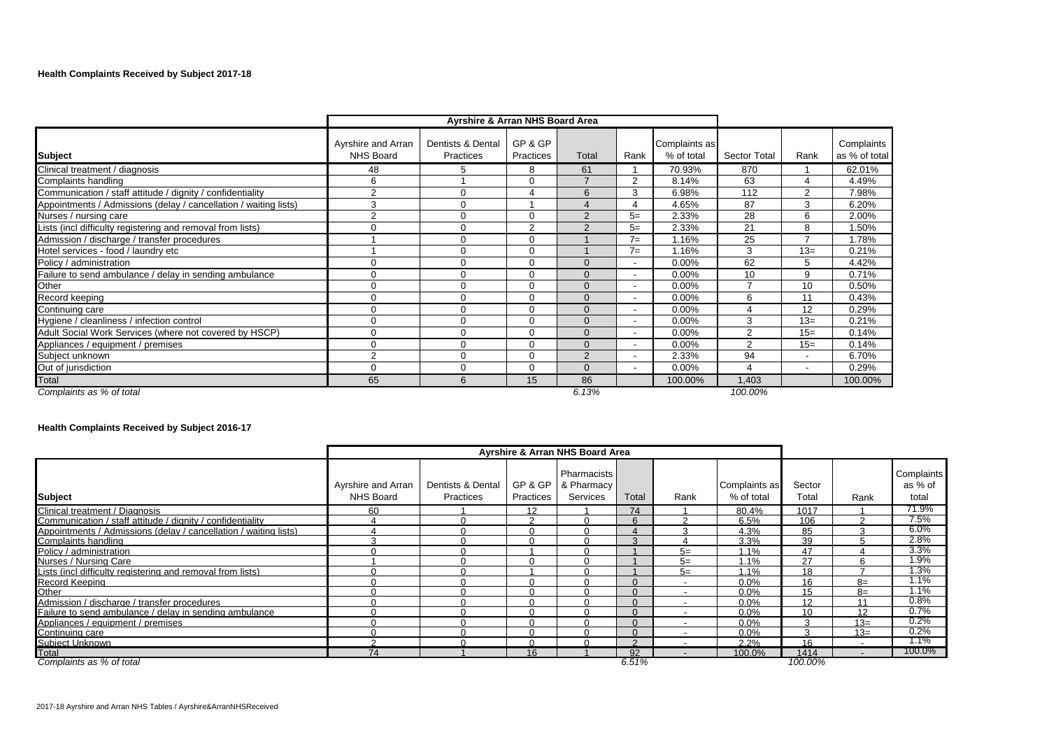**Health Complaints Received by Subject 2017-18**

| | Ayrshire & Arran NHS Board Area | | | | | | | | |
|---|---|---|---|---|---|---|---|---|---|
| **Subject** | Ayrshire and Arran NHS Board | Dentists & Dental Practices | GP & GP Practices | Total | Rank | Complaints as % of total | Sector Total | Rank | Complaints as % of total |
| Clinical treatment / diagnosis | 48 | 5 | 8 | 61 | 1 | 70.93% | 870 | 1 | 62.01% |
| Complaints handling | 6 | 1 | 0 | 7 | 2 | 8.14% | 63 | 4 | 4.49% |
| Communication / staff attitude / dignity / confidentiality | 2 | 0 | 4 | 6 | 3 | 6.98% | 112 | 2 | 7.98% |
| Appointments / Admissions (delay / cancellation / waiting lists) | 3 | 0 | 1 | 4 | 4 | 4.65% | 87 | 3 | 6.20% |
| Nurses / nursing care | 2 | 0 | 0 | 2 | 5= | 2.33% | 28 | 6 | 2.00% |
| Lists (incl difficulty registering and removal from lists) | 0 | 0 | 2 | 2 | 5= | 2.33% | 21 | 8 | 1.50% |
| Admission / discharge / transfer procedures | 1 | 0 | 0 | 1 | 7= | 1.16% | 25 | 7 | 1.78% |
| Hotel services - food / laundry etc | 1 | 0 | 0 | 1 | 7= | 1.16% | 3 | 13= | 0.21% |
| Policy / administration | 0 | 0 | 0 | 0 | - | 0.00% | 62 | 5 | 4.42% |
| Failure to send ambulance / delay in sending ambulance | 0 | 0 | 0 | 0 | - | 0.00% | 10 | 9 | 0.71% |
| Other | 0 | 0 | 0 | 0 | - | 0.00% | 7 | 10 | 0.50% |
| Record keeping | 0 | 0 | 0 | 0 | - | 0.00% | 6 | 11 | 0.43% |
| Continuing care | 0 | 0 | 0 | 0 | - | 0.00% | 4 | 12 | 0.29% |
| Hygiene / cleanliness / infection control | 0 | 0 | 0 | 0 | - | 0.00% | 3 | 13= | 0.21% |
| Adult Social Work Services (where not covered by HSCP) | 0 | 0 | 0 | 0 | - | 0.00% | 2 | 15= | 0.14% |
| Appliances / equipment / premises | 0 | 0 | 0 | 0 | - | 0.00% | 2 | 15= | 0.14% |
| Subject unknown | 2 | 0 | 0 | 2 | - | 2.33% | 94 | - | 6.70% |
| Out of jurisdiction | 0 | 0 | 0 | 0 | - | 0.00% | 4 | - | 0.29% |
| Total | 65 | 6 | 15 | 86 | | 100.00% | 1,403 | | 100.00% |
| *Complaints as % of total* | | | | *6.13%* | | | *100.00%* | | |

**Health Complaints Received by Subject 2016-17**

| | Ayrshire & Arran NHS Board Area | | | | | | | | | |
|---|---|---|---|---|---|---|---|---|---|---|
| **Subject** | Ayrshire and Arran NHS Board | Dentists & Dental Practices | GP & GP Practices | Pharmacists & Pharmacy Services | Total | Rank | Complaints as % of total | Sector Total | Rank | Complaints as % of total |
| Clinical treatment / Diagnosis | 60 | 1 | 12 | 1 | 74 | 1 | 80.4% | 1017 | 1 | 71.9% |
| Communication / staff attitude / dignity / confidentiality | 4 | 0 | 2 | 0 | 6 | 2 | 6.5% | 106 | 2 | 7.5% |
| Appointments / Admissions (delay / cancellation / waiting lists) | 4 | 0 | 0 | 0 | 4 | 3 | 4.3% | 85 | 3 | 6.0% |
| Complaints handling | 3 | 0 | 0 | 0 | 3 | 4 | 3.3% | 39 | 5 | 2.8% |
| Policy / administration | 0 | 0 | 1 | 0 | 1 | 5= | 1.1% | 47 | 4 | 3.3% |
| Nurses / Nursing Care | 1 | 0 | 0 | 0 | 1 | 5= | 1.1% | 27 | 6 | 1.9% |
| Lists (incl difficulty registering and removal from lists) | 0 | 0 | 1 | 0 | 1 | 5= | 1.1% | 18 | 7 | 1.3% |
| Record Keeping | 0 | 0 | 0 | 0 | 0 | - | 0.0% | 16 | 8= | 1.1% |
| Other | 0 | 0 | 0 | 0 | 0 | - | 0.0% | 15 | 8= | 1.1% |
| Admission / discharge / transfer procedures | 0 | 0 | 0 | 0 | 0 | - | 0.0% | 12 | 11 | 0.8% |
| Failure to send ambulance / delay in sending ambulance | 0 | 0 | 0 | 0 | 0 | - | 0.0% | 10 | 12 | 0.7% |
| Appliances / equipment / premises | 0 | 0 | 0 | 0 | 0 | - | 0.0% | 3 | 13= | 0.2% |
| Continuing care | 0 | 0 | 0 | 0 | 0 | - | 0.0% | 3 | 13= | 0.2% |
| Subject Unknown | 2 | 0 | 0 | 0 | 2 | - | 2.2% | 16 | - | 1.1% |
| Total | 74 | 1 | 16 | 1 | 92 | - | 100.0% | 1414 | - | 100.0% |
| *Complaints as % of total* | | | | | *6.51%* | | | *100.00%* | | |

2017-18 Ayrshire and Arran NHS Tables / Ayrshire&ArranNHSReceived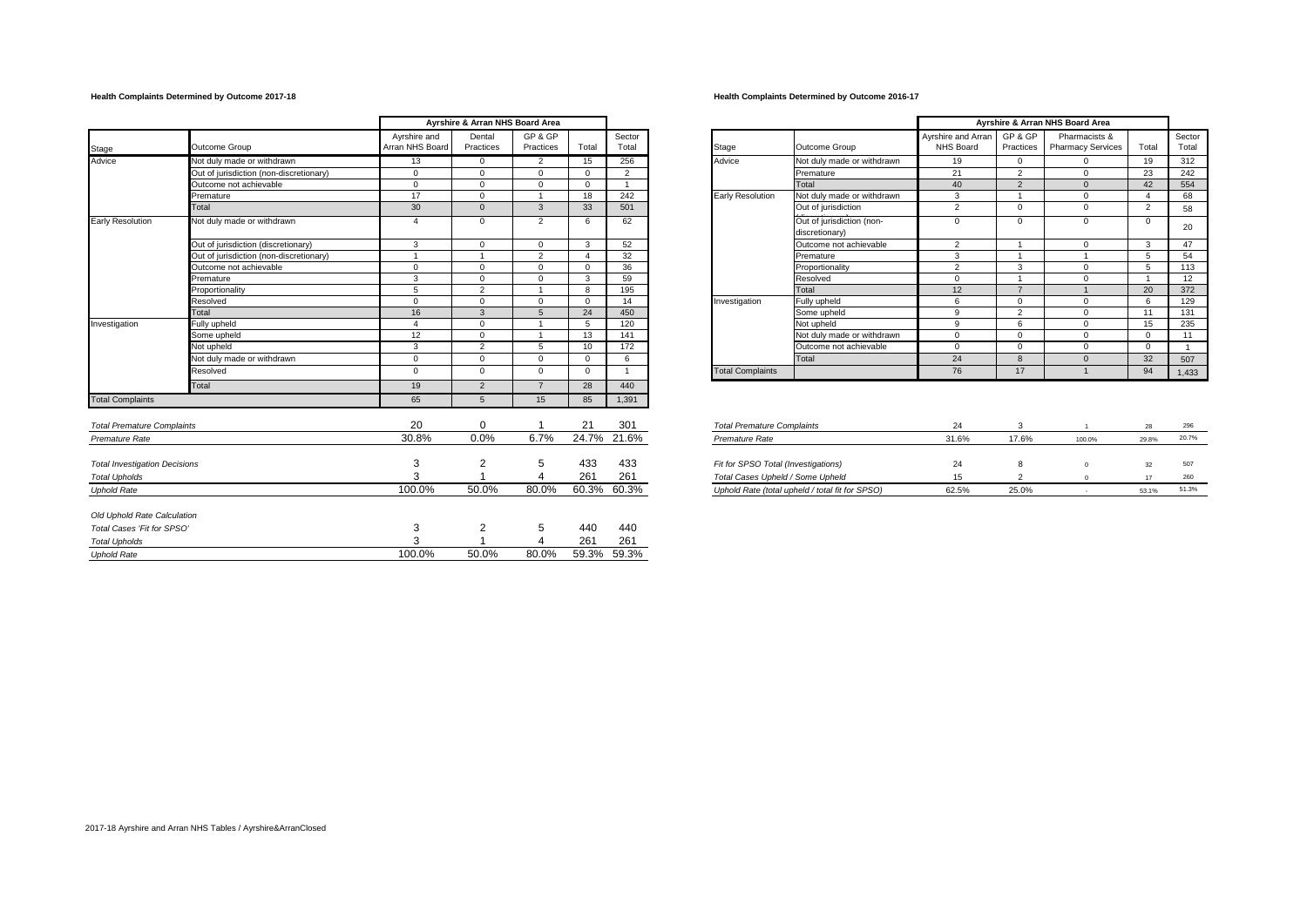## Health Complaints Determined by Outcome 2017-18

| Stage | Outcome Group | Ayrshire & Arran NHS Board Area | | | | Sector Total |
|---|---|---|---|---|---|---|
| | | Ayrshire and Arran NHS Board | Dental Practices | GP & GP Practices | Total | |
| Advice | Not duly made or withdrawn | 13 | 0 | 2 | 15 | 256 |
| | Out of jurisdiction (non-discretionary) | 0 | 0 | 0 | 0 | 2 |
| | Outcome not achievable | 0 | 0 | 0 | 0 | 1 |
| | Premature | 17 | 0 | 1 | 18 | 242 |
| | Total | 30 | 0 | 3 | 33 | 501 |
| Early Resolution | Not duly made or withdrawn | 4 | 0 | 2 | 6 | 62 |
| | Out of jurisdiction (discretionary) | 3 | 0 | 0 | 3 | 52 |
| | Out of jurisdiction (non-discretionary) | 1 | 1 | 2 | 4 | 32 |
| | Outcome not achievable | 0 | 0 | 0 | 0 | 36 |
| | Premature | 3 | 0 | 0 | 3 | 59 |
| | Proportionality | 5 | 2 | 1 | 8 | 195 |
| | Resolved | 0 | 0 | 0 | 0 | 14 |
| | Total | 16 | 3 | 5 | 24 | 450 |
| Investigation | Fully upheld | 4 | 0 | 1 | 5 | 120 |
| | Some upheld | 12 | 0 | 1 | 13 | 141 |
| | Not upheld | 3 | 2 | 5 | 10 | 172 |
| | Not duly made or withdrawn | 0 | 0 | 0 | 0 | 6 |
| | Resolved | 0 | 0 | 0 | 0 | 1 |
| | Total | 19 | 2 | 7 | 28 | 440 |
| Total Complaints | | 65 | 5 | 15 | 85 | 1,391 |

| | Ayrshire and Arran NHS Board | Dental Practices | GP & GP Practices | Total | Sector Total |
|---|---|---|---|---|---|
| *Total Premature Complaints* | 20 | 0 | 1 | 21 | 301 |
| *Premature Rate* | 30.8% | 0.0% | 6.7% | 24.7% | 21.6% |
| | | | | | |
| *Total Investigation Decisions* | 3 | 2 | 5 | 433 | 433 |
| *Total Upholds* | 3 | 1 | 4 | 261 | 261 |
| *Uphold Rate* | 100.0% | 50.0% | 80.0% | 60.3% | 60.3% |
| | | | | | |
| *Old Uphold Rate Calculation* | | | | | |
| *Total Cases 'Fit for SPSO'* | 3 | 2 | 5 | 440 | 440 |
| *Total Upholds* | 3 | 1 | 4 | 261 | 261 |
| *Uphold Rate* | 100.0% | 50.0% | 80.0% | 59.3% | 59.3% |

## Health Complaints Determined by Outcome 2016-17

| Stage | Outcome Group | Ayrshire & Arran NHS Board Area | | | | Sector Total |
|---|---|---|---|---|---|---|
| | | Ayrshire and Arran NHS Board | GP & GP Practices | Pharmacists & Pharmacy Services | Total | |
| Advice | Not duly made or withdrawn | 19 | 0 | 0 | 19 | 312 |
| | Premature | 21 | 2 | 0 | 23 | 242 |
| | Total | 40 | 2 | 0 | 42 | 554 |
| Early Resolution | Not duly made or withdrawn | 3 | 1 | 0 | 4 | 68 |
| | Out of jurisdiction | 2 | 0 | 0 | 2 | 58 |
| | Out of jurisdiction (non-discretionary) | 0 | 0 | 0 | 0 | 20 |
| | Outcome not achievable | 2 | 1 | 0 | 3 | 47 |
| | Premature | 3 | 1 | 1 | 5 | 54 |
| | Proportionality | 2 | 3 | 0 | 5 | 113 |
| | Resolved | 0 | 1 | 0 | 1 | 12 |
| | Total | 12 | 7 | 1 | 20 | 372 |
| Investigation | Fully upheld | 6 | 0 | 0 | 6 | 129 |
| | Some upheld | 9 | 2 | 0 | 11 | 131 |
| | Not upheld | 9 | 6 | 0 | 15 | 235 |
| | Not duly made or withdrawn | 0 | 0 | 0 | 0 | 11 |
| | Outcome not achievable | 0 | 0 | 0 | 0 | 1 |
| | Total | 24 | 8 | 0 | 32 | 507 |
| Total Complaints | | 76 | 17 | 1 | 94 | 1,433 |

| | Ayrshire and Arran NHS Board | GP & GP Practices | Pharmacists & Pharmacy Services | Total | Sector Total |
|---|---|---|---|---|---|
| *Total Premature Complaints* | 24 | 3 | 1 | 28 | 296 |
| *Premature Rate* | 31.6% | 17.6% | 100.0% | 29.8% | 20.7% |
| | | | | | |
| *Fit for SPSO Total (Investigations)* | 24 | 8 | 0 | 32 | 507 |
| *Total Cases Upheld / Some Upheld* | 15 | 2 | 0 | 17 | 260 |
| *Uphold Rate (total upheld / total fit for SPSO)* | 62.5% | 25.0% | - | 53.1% | 51.3% |

2017-18 Ayrshire and Arran NHS Tables / Ayrshire&ArranClosed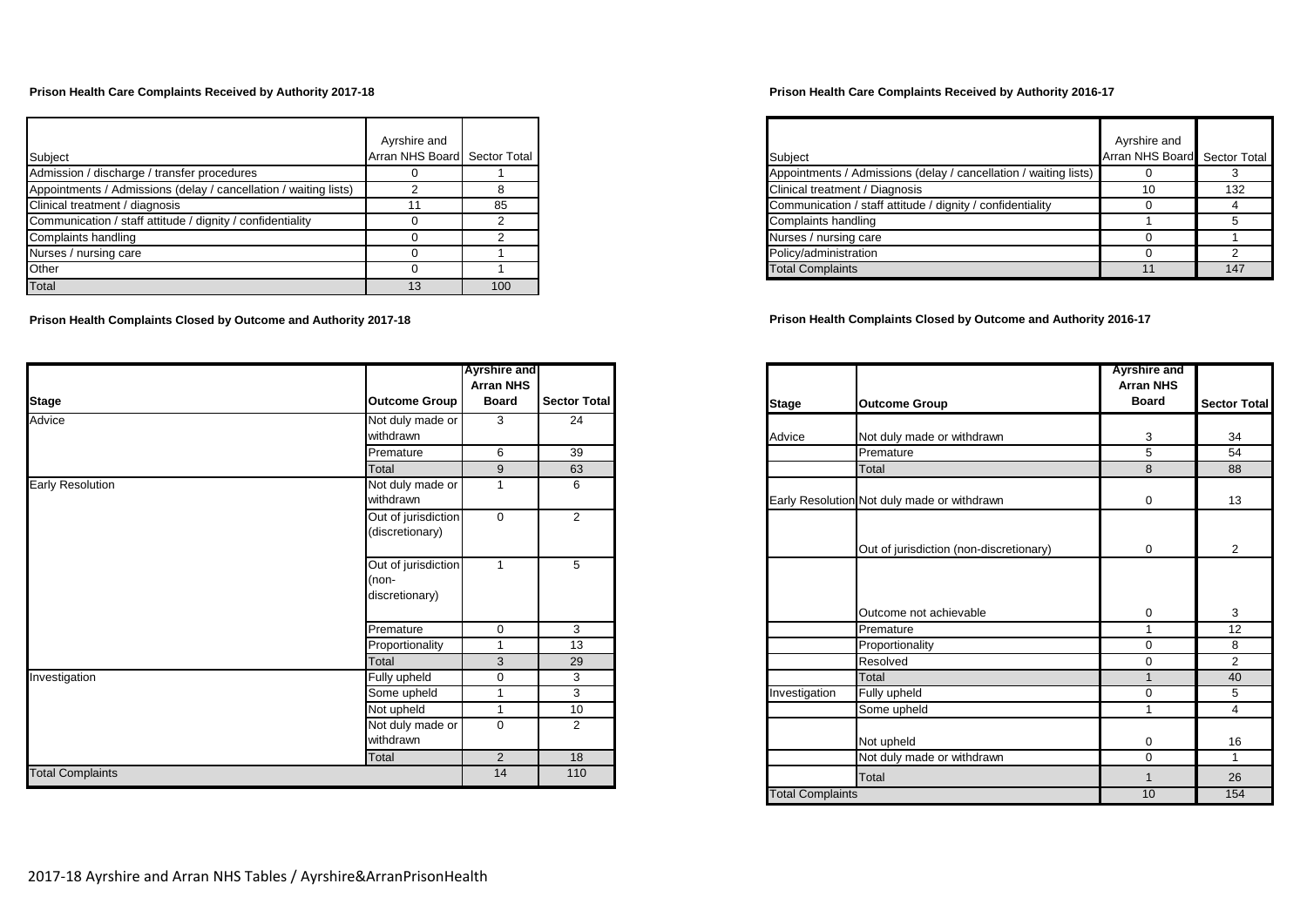**Prison Health Care Complaints Received by Authority 2017-18**

| Subject | Ayrshire and Arran NHS Board | Sector Total |
|---|---|---|
| Admission / discharge / transfer procedures | 0 | 1 |
| Appointments / Admissions (delay / cancellation / waiting lists) | 2 | 8 |
| Clinical treatment / diagnosis | 11 | 85 |
| Communication / staff attitude / dignity / confidentiality | 0 | 2 |
| Complaints handling | 0 | 2 |
| Nurses / nursing care | 0 | 1 |
| Other | 0 | 1 |
| Total | 13 | 100 |

**Prison Health Care Complaints Received by Authority 2016-17**

| Subject | Ayrshire and Arran NHS Board | Sector Total |
|---|---|---|
| Appointments / Admissions (delay / cancellation / waiting lists) | 0 | 3 |
| Clinical treatment / Diagnosis | 10 | 132 |
| Communication / staff attitude / dignity / confidentiality | 0 | 4 |
| Complaints handling | 1 | 5 |
| Nurses / nursing care | 0 | 1 |
| Policy/administration | 0 | 2 |
| Total Complaints | 11 | 147 |

**Prison Health Complaints Closed by Outcome and Authority 2017-18**

| Stage | Outcome Group | Ayrshire and Arran NHS Board | Sector Total |
|---|---|---|---|
| Advice | Not duly made or withdrawn | 3 | 24 |
| | Premature | 6 | 39 |
| | Total | 9 | 63 |
| Early Resolution | Not duly made or withdrawn | 1 | 6 |
| | Out of jurisdiction (discretionary) | 0 | 2 |
| | Out of jurisdiction (non-discretionary) | 1 | 5 |
| | Premature | 0 | 3 |
| | Proportionality | 1 | 13 |
| | Total | 3 | 29 |
| Investigation | Fully upheld | 0 | 3 |
| | Some upheld | 1 | 3 |
| | Not upheld | 1 | 10 |
| | Not duly made or withdrawn | 0 | 2 |
| | Total | 2 | 18 |
| Total Complaints | | 14 | 110 |

**Prison Health Complaints Closed by Outcome and Authority 2016-17**

| Stage | Outcome Group | Ayrshire and Arran NHS Board | Sector Total |
|---|---|---|---|
| Advice | Not duly made or withdrawn | 3 | 34 |
| | Premature | 5 | 54 |
| | Total | 8 | 88 |
| Early Resolution | Not duly made or withdrawn | 0 | 13 |
| | Out of jurisdiction (non-discretionary) | 0 | 2 |
| | Outcome not achievable | 0 | 3 |
| | Premature | 1 | 12 |
| | Proportionality | 0 | 8 |
| | Resolved | 0 | 2 |
| | Total | 1 | 40 |
| Investigation | Fully upheld | 0 | 5 |
| | Some upheld | 1 | 4 |
| | Not upheld | 0 | 16 |
| | Not duly made or withdrawn | 0 | 1 |
| | Total | 1 | 26 |
| Total Complaints | | 10 | 154 |

2017-18 Ayrshire and Arran NHS Tables / Ayrshire&ArranPrisonHealth